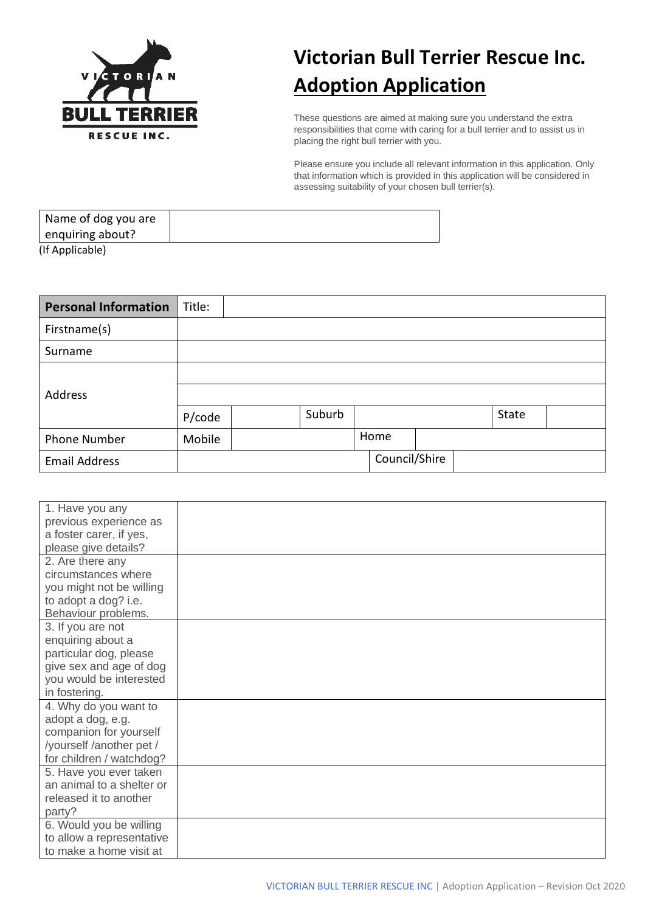# Victorian Bull Terrier Rescue Inc.

## Adoption Application

These questions are aimed at making sure you understand the extra responsibilities that come with caring for a bull terrier and to assist us in placing the right bull terrier with you.

Please ensure you include all relevant information in this application. Only that information which is provided in this application will be considered in assessing suitability of your chosen bull terrier(s).

| Name of dog you are enquiring about? | |
|---|---|

(If Applicable)

| **Personal Information** | Title: | | | | | | |
|---|---|---|---|---|---|---|---|
| Firstname(s) | | | | | | | |
| Surname | | | | | | | |
| Address | | | | | | | |
| | | | | | | | |
| | P/code | | Suburb | | | State | |
| Phone Number | Mobile | | | Home | | | |
| Email Address | | | | Council/Shire | | | |

| | |
|---|---|
| 1. Have you any previous experience as a foster carer, if yes, please give details? | |
| 2. Are there any circumstances where you might not be willing to adopt a dog? i.e. Behaviour problems. | |
| 3. If you are not enquiring about a particular dog, please give sex and age of dog you would be interested in fostering. | |
| 4. Why do you want to adopt a dog, e.g. companion for yourself /yourself /another pet / for children / watchdog? | |
| 5. Have you ever taken an animal to a shelter or released it to another party? | |
| 6. Would you be willing to allow a representative to make a home visit at | |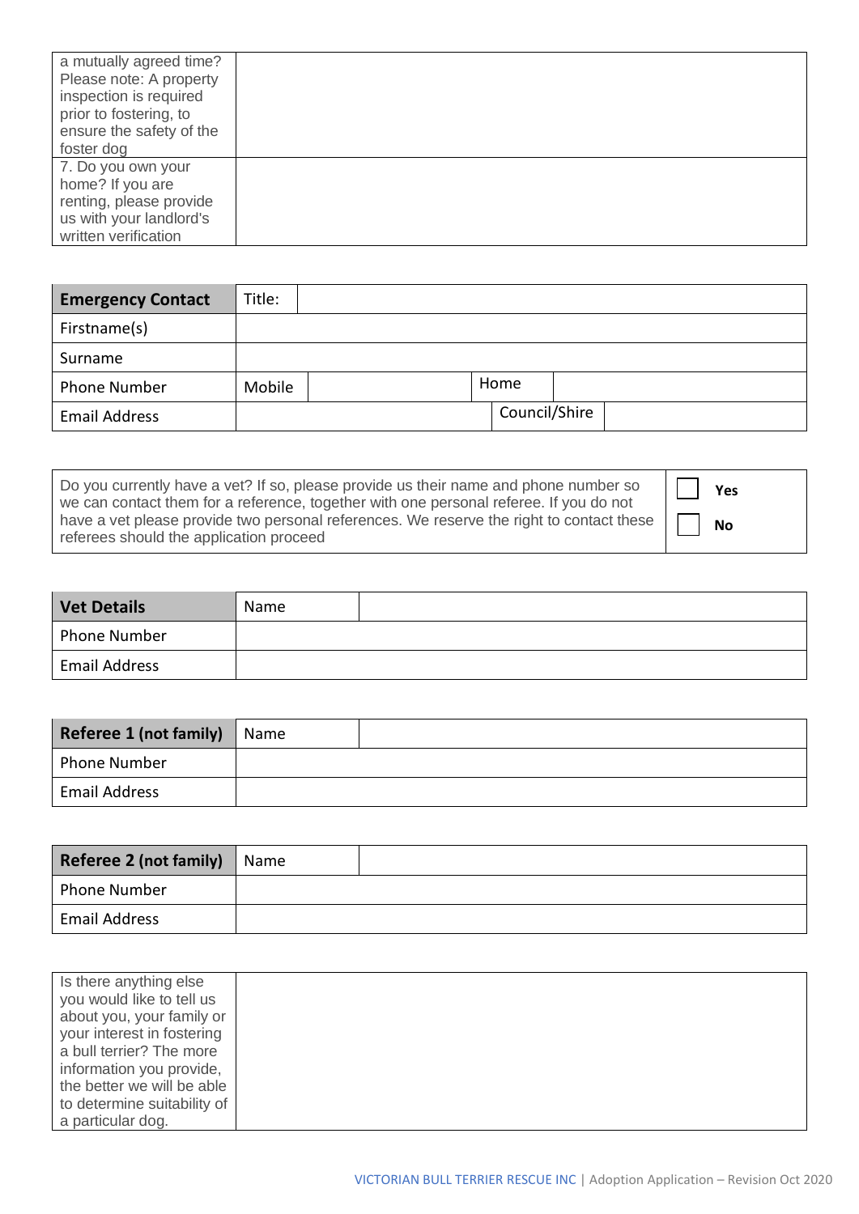| | |
|---|---|
| a mutually agreed time? Please note: A property inspection is required prior to fostering, to ensure the safety of the foster dog | |
| 7. Do you own your home? If you are renting, please provide us with your landlord's written verification | |

| **Emergency Contact** | Title: | | | |
|---|---|---|---|---|
| Firstname(s) | | | | |
| Surname | | | | |
| Phone Number | Mobile | | Home | |
| Email Address | | | Council/Shire | |

| | |
|---|---|
| Do you currently have a vet? If so, please provide us their name and phone number so we can contact them for a reference, together with one personal referee. If you do not have a vet please provide two personal references. We reserve the right to contact these referees should the application proceed | ☐ **Yes**<br>☐ **No** |

| **Vet Details** | Name | |
|---|---|---|
| Phone Number | | |
| Email Address | | |

| **Referee 1 (not family)** | Name | |
|---|---|---|
| Phone Number | | |
| Email Address | | |

| **Referee 2 (not family)** | Name | |
|---|---|---|
| Phone Number | | |
| Email Address | | |

| | |
|---|---|
| Is there anything else you would like to tell us about you, your family or your interest in fostering a bull terrier? The more information you provide, the better we will be able to determine suitability of a particular dog. | |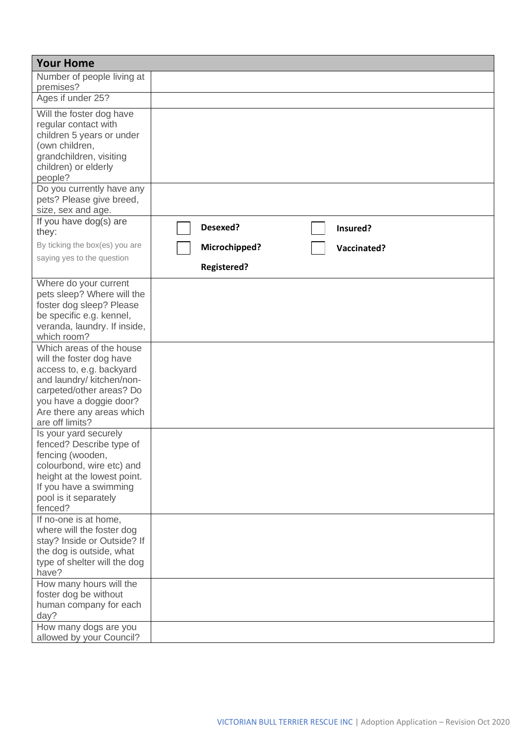| Your Home | |
|---|---|
| Number of people living at premises? | |
| Ages if under 25? | |
| Will the foster dog have regular contact with children 5 years or under (own children, grandchildren, visiting children) or elderly people? | |
| Do you currently have any pets? Please give breed, size, sex and age. | |
| If you have dog(s) are they: By ticking the box(es) you are saying yes to the question | ☐ **Desexed?** ☐ **Insured?** ☐ **Microchipped?** ☐ **Vaccinated?** **Registered?** |
| Where do your current pets sleep? Where will the foster dog sleep? Please be specific e.g. kennel, veranda, laundry. If inside, which room? | |
| Which areas of the house will the foster dog have access to, e.g. backyard and laundry/ kitchen/non-carpeted/other areas? Do you have a doggie door? Are there any areas which are off limits? | |
| Is your yard securely fenced? Describe type of fencing (wooden, colourbond, wire etc) and height at the lowest point. If you have a swimming pool is it separately fenced? | |
| If no-one is at home, where will the foster dog stay? Inside or Outside? If the dog is outside, what type of shelter will the dog have? | |
| How many hours will the foster dog be without human company for each day? | |
| How many dogs are you allowed by your Council? | |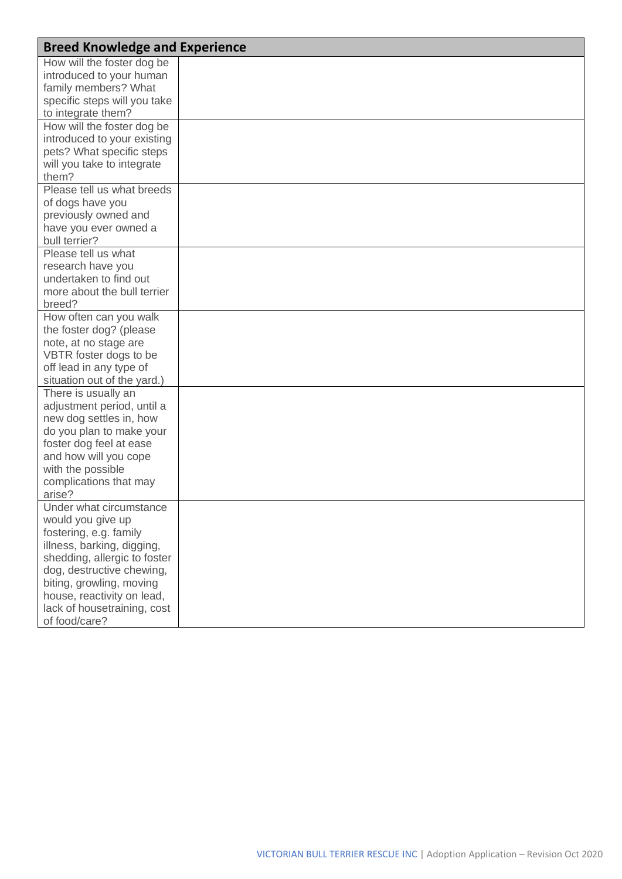| Breed Knowledge and Experience | |
|---|---|
| How will the foster dog be introduced to your human family members? What specific steps will you take to integrate them? | |
| How will the foster dog be introduced to your existing pets? What specific steps will you take to integrate them? | |
| Please tell us what breeds of dogs have you previously owned and have you ever owned a bull terrier? | |
| Please tell us what research have you undertaken to find out more about the bull terrier breed? | |
| How often can you walk the foster dog? (please note, at no stage are VBTR foster dogs to be off lead in any type of situation out of the yard.) | |
| There is usually an adjustment period, until a new dog settles in, how do you plan to make your foster dog feel at ease and how will you cope with the possible complications that may arise? | |
| Under what circumstance would you give up fostering, e.g. family illness, barking, digging, shedding, allergic to foster dog, destructive chewing, biting, growling, moving house, reactivity on lead, lack of housetraining, cost of food/care? | |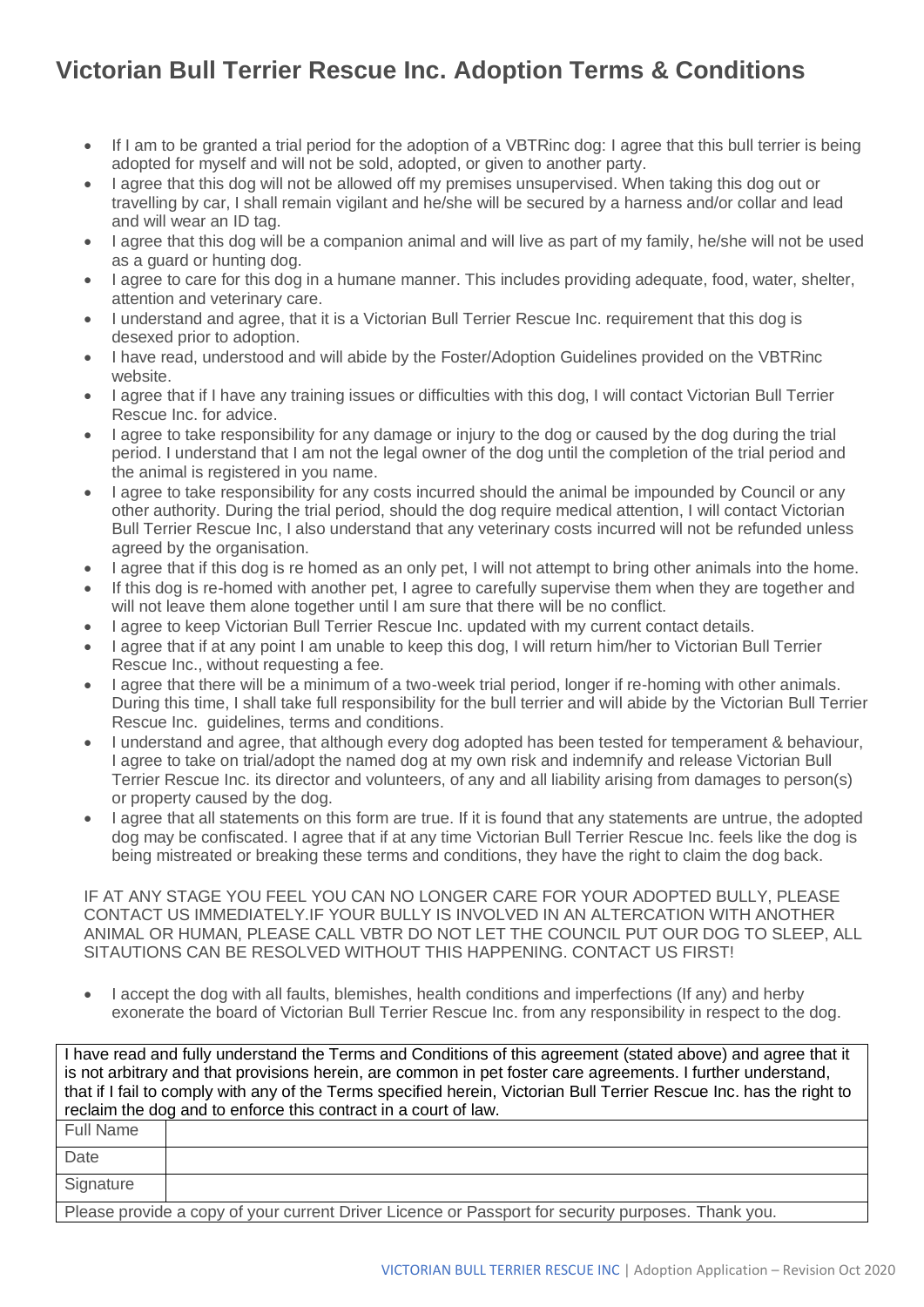# Victorian Bull Terrier Rescue Inc. Adoption Terms & Conditions

- If I am to be granted a trial period for the adoption of a VBTRinc dog: I agree that this bull terrier is being adopted for myself and will not be sold, adopted, or given to another party.
- I agree that this dog will not be allowed off my premises unsupervised. When taking this dog out or travelling by car, I shall remain vigilant and he/she will be secured by a harness and/or collar and lead and will wear an ID tag.
- I agree that this dog will be a companion animal and will live as part of my family, he/she will not be used as a guard or hunting dog.
- I agree to care for this dog in a humane manner. This includes providing adequate, food, water, shelter, attention and veterinary care.
- I understand and agree, that it is a Victorian Bull Terrier Rescue Inc. requirement that this dog is desexed prior to adoption.
- I have read, understood and will abide by the Foster/Adoption Guidelines provided on the VBTRinc website.
- I agree that if I have any training issues or difficulties with this dog, I will contact Victorian Bull Terrier Rescue Inc. for advice.
- I agree to take responsibility for any damage or injury to the dog or caused by the dog during the trial period. I understand that I am not the legal owner of the dog until the completion of the trial period and the animal is registered in you name.
- I agree to take responsibility for any costs incurred should the animal be impounded by Council or any other authority. During the trial period, should the dog require medical attention, I will contact Victorian Bull Terrier Rescue Inc, I also understand that any veterinary costs incurred will not be refunded unless agreed by the organisation.
- I agree that if this dog is re homed as an only pet, I will not attempt to bring other animals into the home.
- If this dog is re-homed with another pet, I agree to carefully supervise them when they are together and will not leave them alone together until I am sure that there will be no conflict.
- I agree to keep Victorian Bull Terrier Rescue Inc. updated with my current contact details.
- I agree that if at any point I am unable to keep this dog, I will return him/her to Victorian Bull Terrier Rescue Inc., without requesting a fee.
- I agree that there will be a minimum of a two-week trial period, longer if re-homing with other animals. During this time, I shall take full responsibility for the bull terrier and will abide by the Victorian Bull Terrier Rescue Inc. guidelines, terms and conditions.
- I understand and agree, that although every dog adopted has been tested for temperament & behaviour, I agree to take on trial/adopt the named dog at my own risk and indemnify and release Victorian Bull Terrier Rescue Inc. its director and volunteers, of any and all liability arising from damages to person(s) or property caused by the dog.
- I agree that all statements on this form are true. If it is found that any statements are untrue, the adopted dog may be confiscated. I agree that if at any time Victorian Bull Terrier Rescue Inc. feels like the dog is being mistreated or breaking these terms and conditions, they have the right to claim the dog back.

IF AT ANY STAGE YOU FEEL YOU CAN NO LONGER CARE FOR YOUR ADOPTED BULLY, PLEASE CONTACT US IMMEDIATELY.IF YOUR BULLY IS INVOLVED IN AN ALTERCATION WITH ANOTHER ANIMAL OR HUMAN, PLEASE CALL VBTR DO NOT LET THE COUNCIL PUT OUR DOG TO SLEEP, ALL SITAUTIONS CAN BE RESOLVED WITHOUT THIS HAPPENING. CONTACT US FIRST!

- I accept the dog with all faults, blemishes, health conditions and imperfections (If any) and herby exonerate the board of Victorian Bull Terrier Rescue Inc. from any responsibility in respect to the dog.

| I have read and fully understand the Terms and Conditions of this agreement (stated above) and agree that it is not arbitrary and that provisions herein, are common in pet foster care agreements. I further understand, that if I fail to comply with any of the Terms specified herein, Victorian Bull Terrier Rescue Inc. has the right to reclaim the dog and to enforce this contract in a court of law. | |
|---|---|
| Full Name | |
| Date | |
| Signature | |
| Please provide a copy of your current Driver Licence or Passport for security purposes. Thank you. | |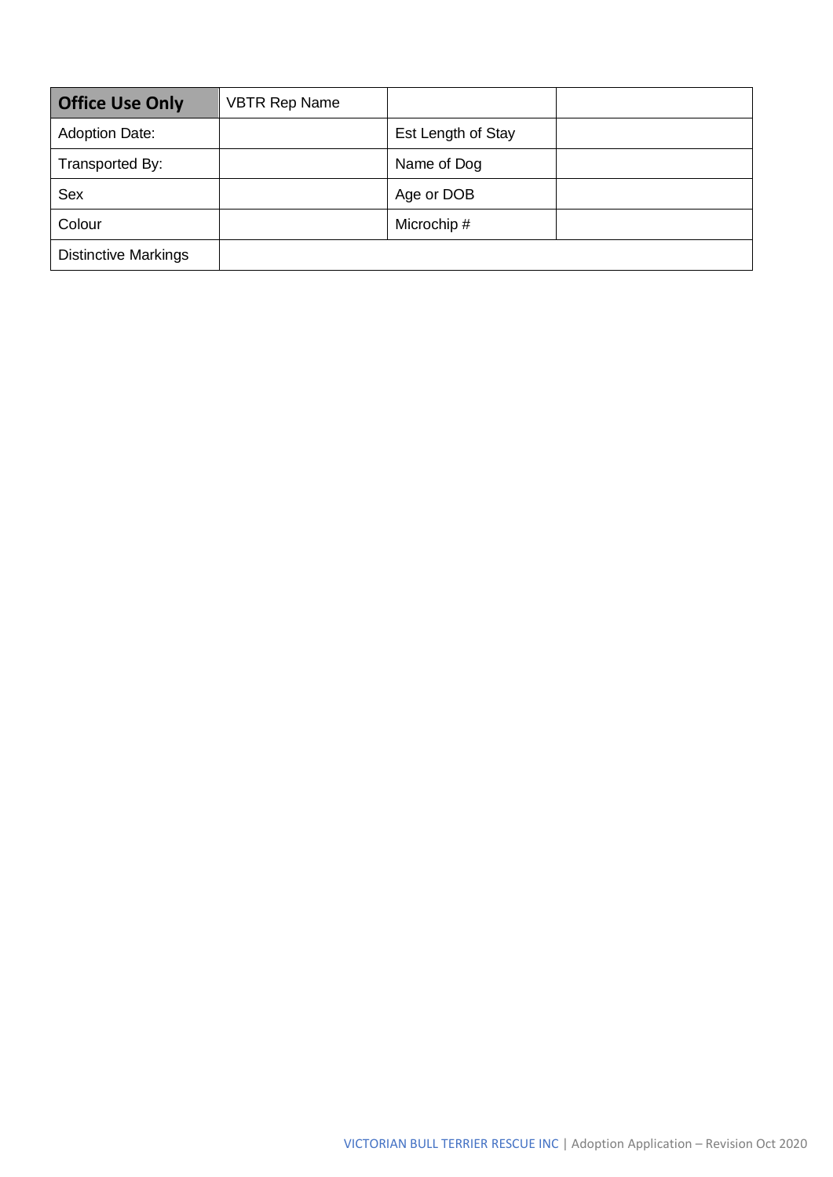| | | | |
|---|---|---|---|
| **Office Use Only** | VBTR Rep Name | | |
| Adoption Date: | | Est Length of Stay | |
| Transported By: | | Name of Dog | |
| Sex | | Age or DOB | |
| Colour | | Microchip # | |
| Distinctive Markings | | | |